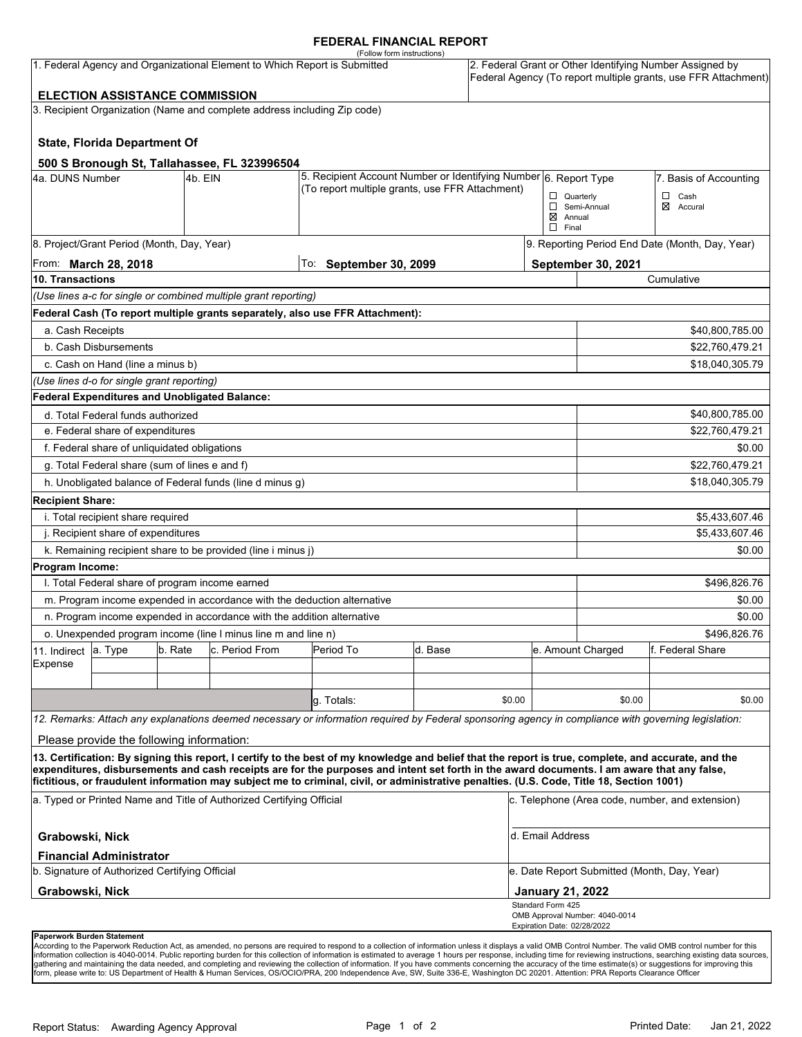# FEDERAL FINANCIAL REPORT

(Follow form instructions)

| 1. Federal Agency and Organizational Element to Which Report is Submitted | 2. Federal Grant or Other Identifying Number Assigned by Federal Agency (To report multiple grants, use FFR Attachment) |
|---|---|
| **ELECTION ASSISTANCE COMMISSION** | |

3. Recipient Organization (Name and complete address including Zip code)

**State, Florida Department Of**

**500 S Bronough St, Tallahassee, FL 323996504**

| 4a. DUNS Number | 4b. EIN | 5. Recipient Account Number or Identifying Number (To report multiple grants, use FFR Attachment) | 6. Report Type | 7. Basis of Accounting |
|---|---|---|---|---|
| | | | ☐ Quarterly ☐ Semi-Annual ☒ Annual ☐ Final | ☐ Cash ☒ Accural |

| 8. Project/Grant Period (Month, Day, Year) | | 9. Reporting Period End Date (Month, Day, Year) |
|---|---|---|
| From: **March 28, 2018** | To: **September 30, 2099** | **September 30, 2021** |

| 10. Transactions | Cumulative |
|---|---|
| *(Use lines a-c for single or combined multiple grant reporting)* | |
| **Federal Cash (To report multiple grants separately, also use FFR Attachment):** | |
| a. Cash Receipts | $40,800,785.00 |
| b. Cash Disbursements | $22,760,479.21 |
| c. Cash on Hand (line a minus b) | $18,040,305.79 |
| *(Use lines d-o for single grant reporting)* | |
| **Federal Expenditures and Unobligated Balance:** | |
| d. Total Federal funds authorized | $40,800,785.00 |
| e. Federal share of expenditures | $22,760,479.21 |
| f. Federal share of unliquidated obligations | $0.00 |
| g. Total Federal share (sum of lines e and f) | $22,760,479.21 |
| h. Unobligated balance of Federal funds (line d minus g) | $18,040,305.79 |
| **Recipient Share:** | |
| i. Total recipient share required | $5,433,607.46 |
| j. Recipient share of expenditures | $5,433,607.46 |
| k. Remaining recipient share to be provided (line i minus j) | $0.00 |
| **Program Income:** | |
| l. Total Federal share of program income earned | $496,826.76 |
| m. Program income expended in accordance with the deduction alternative | $0.00 |
| n. Program income expended in accordance with the addition alternative | $0.00 |
| o. Unexpended program income (line l minus line m and line n) | $496,826.76 |

| 11. Indirect Expense | a. Type | b. Rate | c. Period From | Period To | d. Base | e. Amount Charged | f. Federal Share |
|---|---|---|---|---|---|---|---|
| | | | | | | | |
| | | | | | | | |
| | | | | g. Totals: | $0.00 | $0.00 | $0.00 |

*12. Remarks: Attach any explanations deemed necessary or information required by Federal sponsoring agency in compliance with governing legislation:*

Please provide the following information:

**13. Certification: By signing this report, I certify to the best of my knowledge and belief that the report is true, complete, and accurate, and the expenditures, disbursements and cash receipts are for the purposes and intent set forth in the award documents. I am aware that any false, fictitious, or fraudulent information may subject me to criminal, civil, or administrative penalties. (U.S. Code, Title 18, Section 1001)**

| a. Typed or Printed Name and Title of Authorized Certifying Official | c. Telephone (Area code, number, and extension) |
|---|---|
| **Grabowski, Nick** | d. Email Address |
| **Financial Administrator** | |
| b. Signature of Authorized Certifying Official | e. Date Report Submitted (Month, Day, Year) |
| **Grabowski, Nick** | **January 21, 2022** |

Standard Form 425
OMB Approval Number: 4040-0014
Expiration Date: 02/28/2022

**Paperwork Burden Statement**

According to the Paperwork Reduction Act, as amended, no persons are required to respond to a collection of information unless it displays a valid OMB Control Number. The valid OMB control number for this information collection is 4040-0014. Public reporting burden for this collection of information is estimated to average 1 hours per response, including time for reviewing instructions, searching existing data sources, gathering and maintaining the data needed, and completing and reviewing the collection of information. If you have comments concerning the accuracy of the time estimate(s) or suggestions for improving this form, please write to: US Department of Health & Human Services, OS/OCIO/PRA, 200 Independence Ave, SW, Suite 336-E, Washington DC 20201. Attention: PRA Reports Clearance Officer

Report Status: Awarding Agency Approval

Printed Date: Jan 21, 2022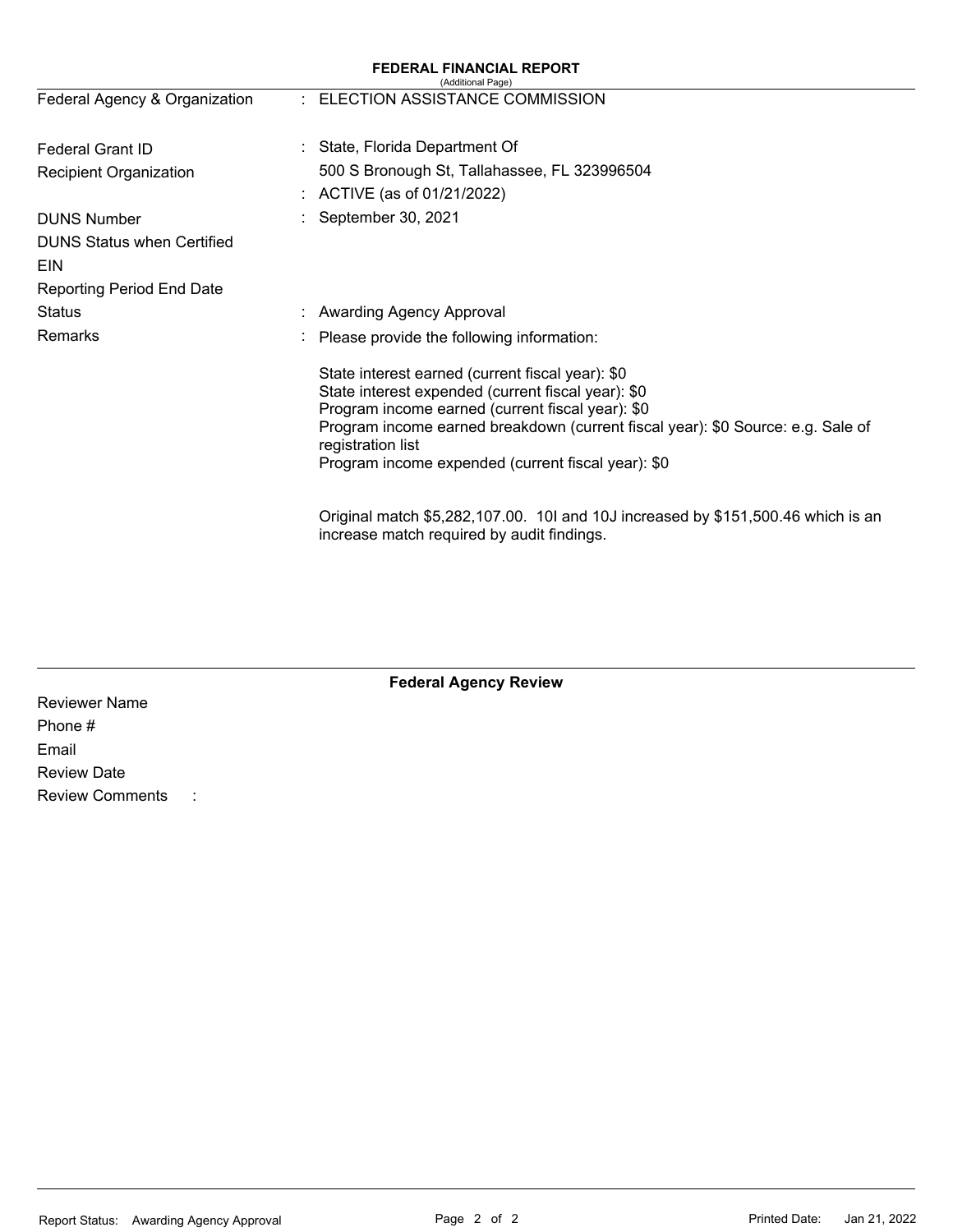**FEDERAL FINANCIAL REPORT**
(Additional Page)

| | | |
|---|---|---|
| Federal Agency & Organization | : | ELECTION ASSISTANCE COMMISSION |
| Federal Grant ID | : | State, Florida Department Of |
| Recipient Organization | | 500 S Bronough St, Tallahassee, FL 323996504 |
| | : | ACTIVE (as of 01/21/2022) |
| DUNS Number | : | September 30, 2021 |
| DUNS Status when Certified | | |
| EIN | | |
| Reporting Period End Date | | |
| Status | : | Awarding Agency Approval |
| Remarks | : | Please provide the following information: |

State interest earned (current fiscal year): $0
State interest expended (current fiscal year): $0
Program income earned (current fiscal year): $0
Program income earned breakdown (current fiscal year): $0 Source: e.g. Sale of registration list
Program income expended (current fiscal year): $0

Original match $5,282,107.00. 10I and 10J increased by $151,500.46 which is an increase match required by audit findings.

**Federal Agency Review**

Reviewer Name
Phone #
Email
Review Date
Review Comments :

Report Status: Awarding Agency Approval

Printed Date: Jan 21, 2022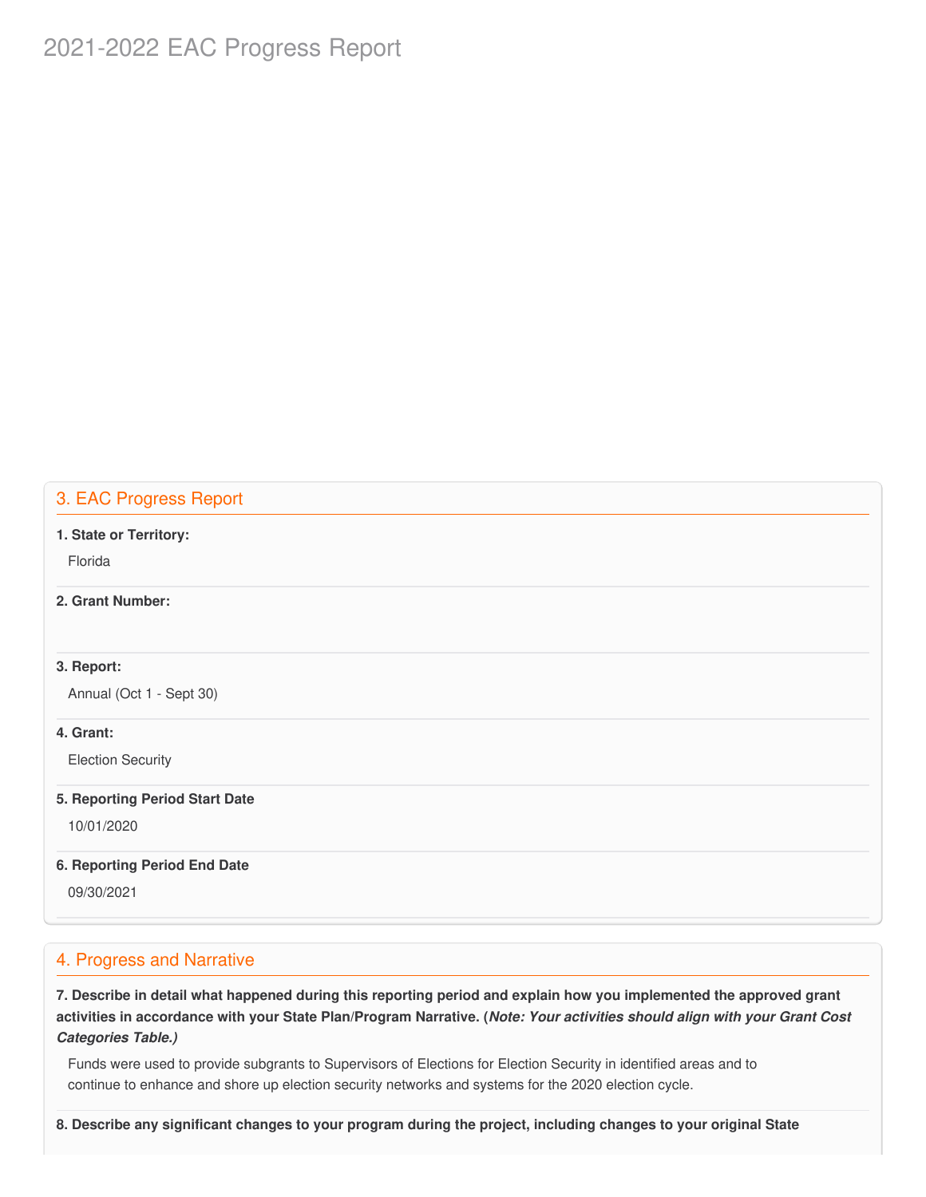# 2021-2022 EAC Progress Report

## 3. EAC Progress Report

**1. State or Territory:**

Florida

**2. Grant Number:**

**3. Report:**

Annual (Oct 1 - Sept 30)

**4. Grant:**

Election Security

**5. Reporting Period Start Date**

10/01/2020

**6. Reporting Period End Date**

09/30/2021

## 4. Progress and Narrative

**7. Describe in detail what happened during this reporting period and explain how you implemented the approved grant activities in accordance with your State Plan/Program Narrative. (*Note: Your activities should align with your Grant Cost Categories Table.)***

Funds were used to provide subgrants to Supervisors of Elections for Election Security in identified areas and to continue to enhance and shore up election security networks and systems for the 2020 election cycle.

**8. Describe any significant changes to your program during the project, including changes to your original State**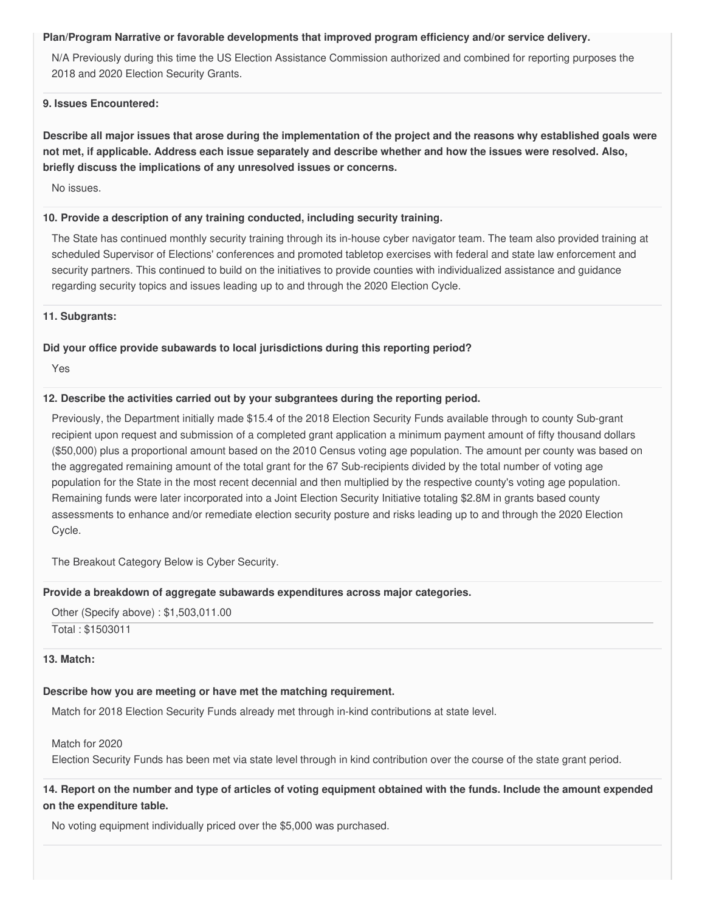**Plan/Program Narrative or favorable developments that improved program efficiency and/or service delivery.**

N/A Previously during this time the US Election Assistance Commission authorized and combined for reporting purposes the 2018 and 2020 Election Security Grants.

**9. Issues Encountered:**

**Describe all major issues that arose during the implementation of the project and the reasons why established goals were not met, if applicable. Address each issue separately and describe whether and how the issues were resolved. Also, briefly discuss the implications of any unresolved issues or concerns.**

No issues.

**10. Provide a description of any training conducted, including security training.**

The State has continued monthly security training through its in-house cyber navigator team. The team also provided training at scheduled Supervisor of Elections' conferences and promoted tabletop exercises with federal and state law enforcement and security partners. This continued to build on the initiatives to provide counties with individualized assistance and guidance regarding security topics and issues leading up to and through the 2020 Election Cycle.

**11. Subgrants:**

**Did your office provide subawards to local jurisdictions during this reporting period?**

Yes

**12. Describe the activities carried out by your subgrantees during the reporting period.**

Previously, the Department initially made $15.4 of the 2018 Election Security Funds available through to county Sub-grant recipient upon request and submission of a completed grant application a minimum payment amount of fifty thousand dollars ($50,000) plus a proportional amount based on the 2010 Census voting age population. The amount per county was based on the aggregated remaining amount of the total grant for the 67 Sub-recipients divided by the total number of voting age population for the State in the most recent decennial and then multiplied by the respective county's voting age population. Remaining funds were later incorporated into a Joint Election Security Initiative totaling $2.8M in grants based county assessments to enhance and/or remediate election security posture and risks leading up to and through the 2020 Election Cycle.

The Breakout Category Below is Cyber Security.

**Provide a breakdown of aggregate subawards expenditures across major categories.**

Other (Specify above) : $1,503,011.00

Total : $1503011

**13. Match:**

**Describe how you are meeting or have met the matching requirement.**

Match for 2018 Election Security Funds already met through in-kind contributions at state level.

Match for 2020
Election Security Funds has been met via state level through in kind contribution over the course of the state grant period.

**14. Report on the number and type of articles of voting equipment obtained with the funds. Include the amount expended on the expenditure table.**

No voting equipment individually priced over the $5,000 was purchased.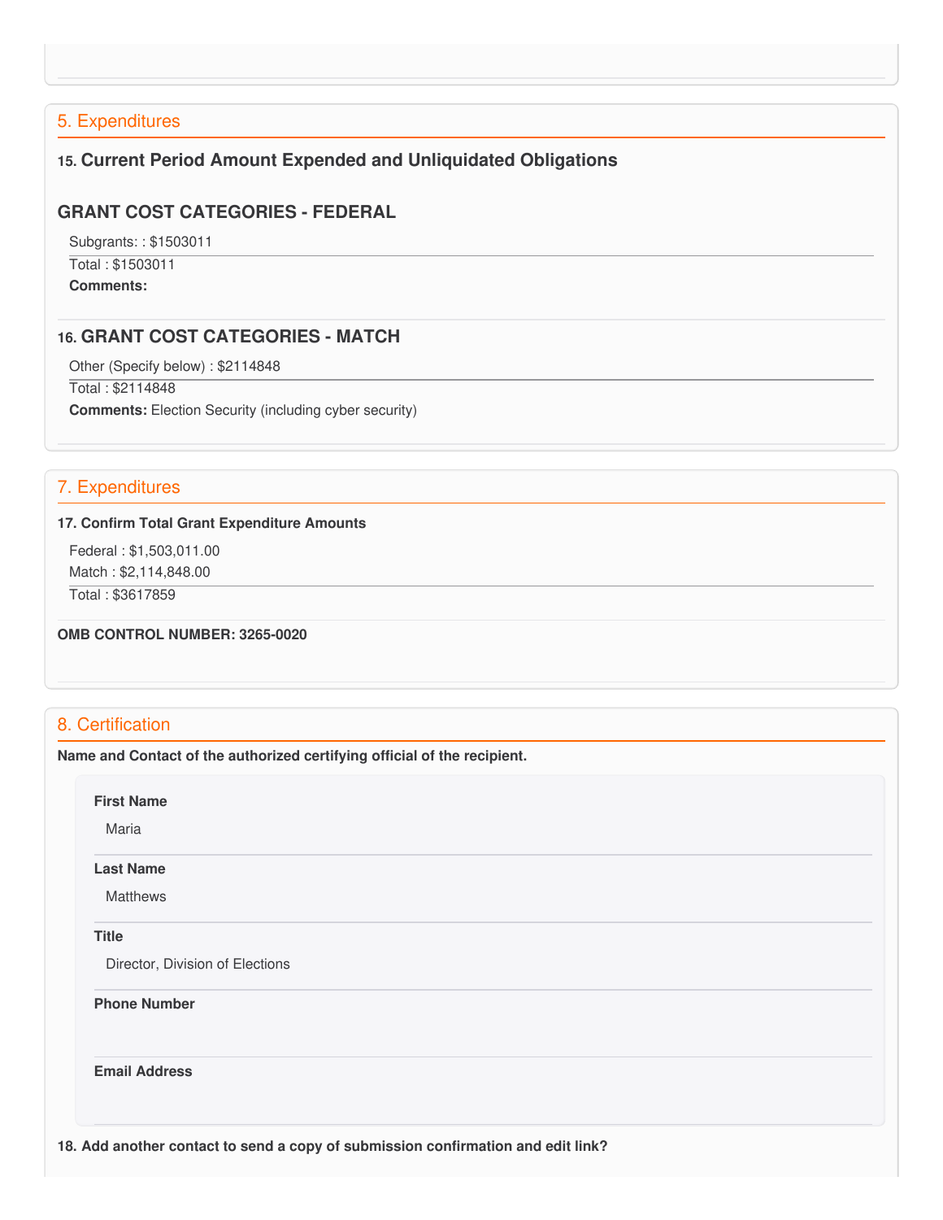## 5. Expenditures

### 15. Current Period Amount Expended and Unliquidated Obligations

### GRANT COST CATEGORIES - FEDERAL

Subgrants: : $1503011

Total : $1503011

**Comments:**

### 16. GRANT COST CATEGORIES - MATCH

Other (Specify below) : $2114848

Total : $2114848

**Comments:** Election Security (including cyber security)

## 7. Expenditures

**17. Confirm Total Grant Expenditure Amounts**

Federal : $1,503,011.00

Match : $2,114,848.00

Total : $3617859

**OMB CONTROL NUMBER: 3265-0020**

## 8. Certification

**Name and Contact of the authorized certifying official of the recipient.**

**First Name**

Maria

**Last Name**

Matthews

**Title**

Director, Division of Elections

**Phone Number**

**Email Address**

**18. Add another contact to send a copy of submission confirmation and edit link?**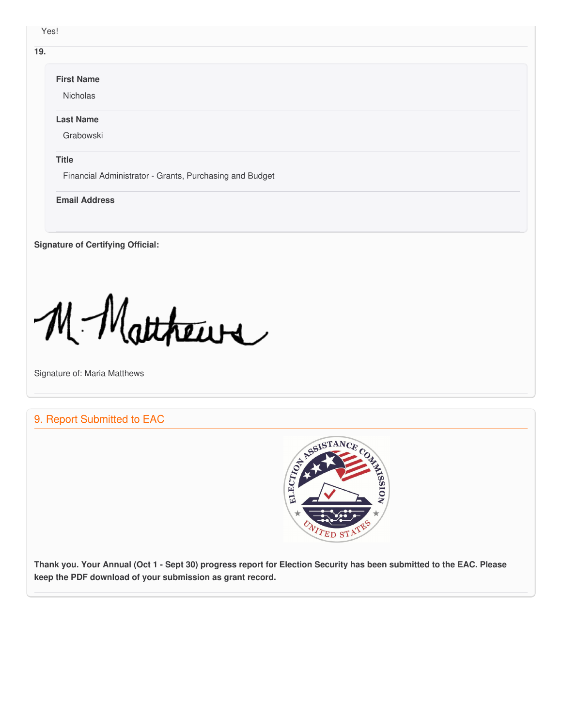Yes!

**19.**

**First Name**

Nicholas

**Last Name**

Grabowski

**Title**

Financial Administrator - Grants, Purchasing and Budget

**Email Address**

**Signature of Certifying Official:**

Signature of: Maria Matthews

## 9. Report Submitted to EAC

**Thank you. Your Annual (Oct 1 - Sept 30) progress report for Election Security has been submitted to the EAC. Please keep the PDF download of your submission as grant record.**